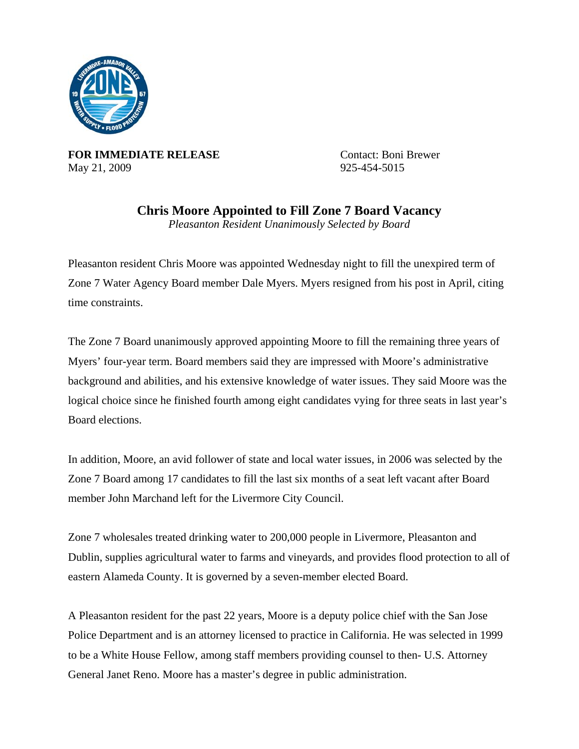**FOR IMMEDIATE RELEASE**
May 21, 2009

Contact: Boni Brewer
925-454-5015

# Chris Moore Appointed to Fill Zone 7 Board Vacancy

*Pleasanton Resident Unanimously Selected by Board*

Pleasanton resident Chris Moore was appointed Wednesday night to fill the unexpired term of Zone 7 Water Agency Board member Dale Myers. Myers resigned from his post in April, citing time constraints.

The Zone 7 Board unanimously approved appointing Moore to fill the remaining three years of Myers' four-year term. Board members said they are impressed with Moore's administrative background and abilities, and his extensive knowledge of water issues. They said Moore was the logical choice since he finished fourth among eight candidates vying for three seats in last year's Board elections.

In addition, Moore, an avid follower of state and local water issues, in 2006 was selected by the Zone 7 Board among 17 candidates to fill the last six months of a seat left vacant after Board member John Marchand left for the Livermore City Council.

Zone 7 wholesales treated drinking water to 200,000 people in Livermore, Pleasanton and Dublin, supplies agricultural water to farms and vineyards, and provides flood protection to all of eastern Alameda County. It is governed by a seven-member elected Board.

A Pleasanton resident for the past 22 years, Moore is a deputy police chief with the San Jose Police Department and is an attorney licensed to practice in California. He was selected in 1999 to be a White House Fellow, among staff members providing counsel to then- U.S. Attorney General Janet Reno. Moore has a master's degree in public administration.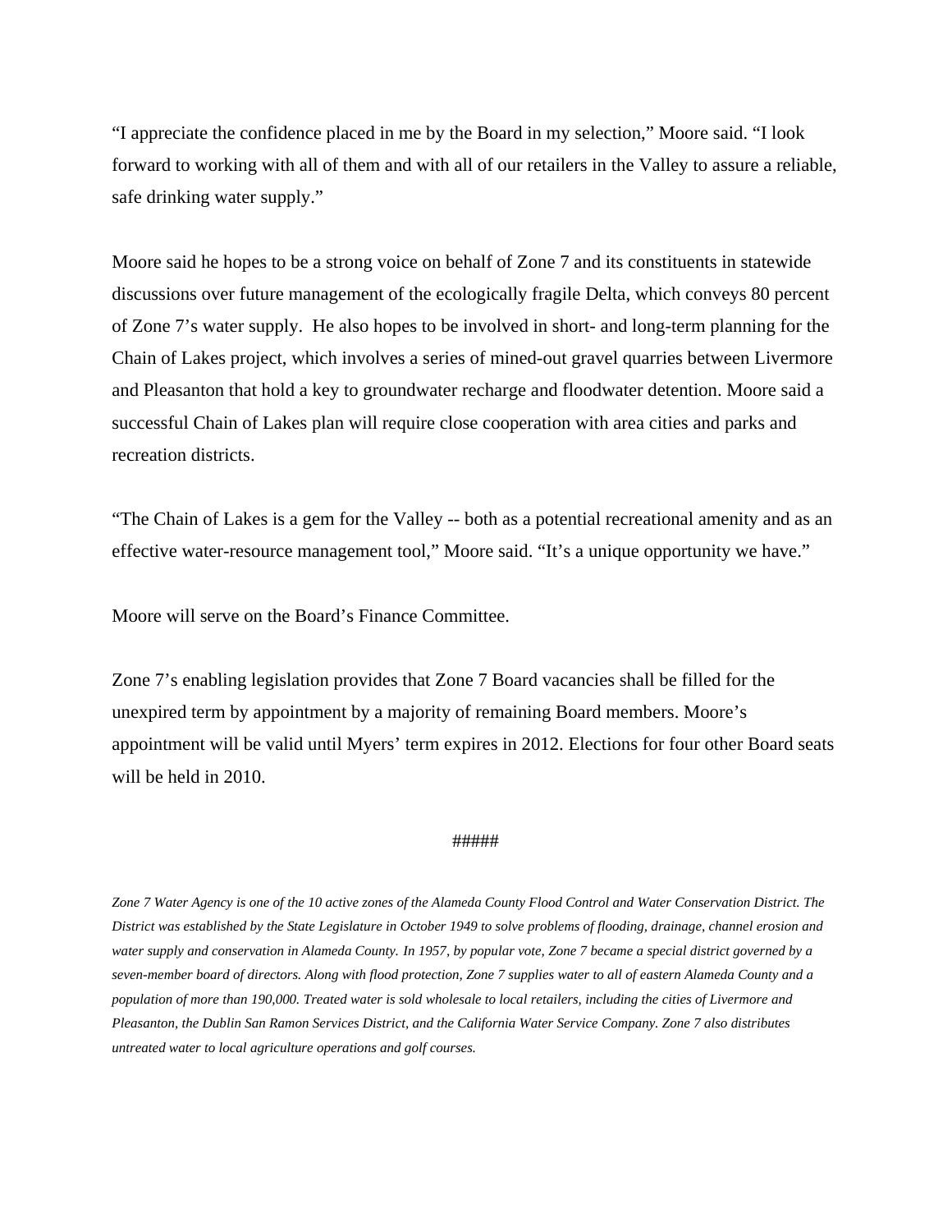"I appreciate the confidence placed in me by the Board in my selection," Moore said. "I look forward to working with all of them and with all of our retailers in the Valley to assure a reliable, safe drinking water supply."

Moore said he hopes to be a strong voice on behalf of Zone 7 and its constituents in statewide discussions over future management of the ecologically fragile Delta, which conveys 80 percent of Zone 7's water supply. He also hopes to be involved in short- and long-term planning for the Chain of Lakes project, which involves a series of mined-out gravel quarries between Livermore and Pleasanton that hold a key to groundwater recharge and floodwater detention. Moore said a successful Chain of Lakes plan will require close cooperation with area cities and parks and recreation districts.

"The Chain of Lakes is a gem for the Valley -- both as a potential recreational amenity and as an effective water-resource management tool," Moore said. "It's a unique opportunity we have."

Moore will serve on the Board's Finance Committee.

Zone 7's enabling legislation provides that Zone 7 Board vacancies shall be filled for the unexpired term by appointment by a majority of remaining Board members. Moore's appointment will be valid until Myers' term expires in 2012. Elections for four other Board seats will be held in 2010.

#####

*Zone 7 Water Agency is one of the 10 active zones of the Alameda County Flood Control and Water Conservation District. The District was established by the State Legislature in October 1949 to solve problems of flooding, drainage, channel erosion and water supply and conservation in Alameda County. In 1957, by popular vote, Zone 7 became a special district governed by a seven-member board of directors. Along with flood protection, Zone 7 supplies water to all of eastern Alameda County and a population of more than 190,000. Treated water is sold wholesale to local retailers, including the cities of Livermore and Pleasanton, the Dublin San Ramon Services District, and the California Water Service Company. Zone 7 also distributes untreated water to local agriculture operations and golf courses.*